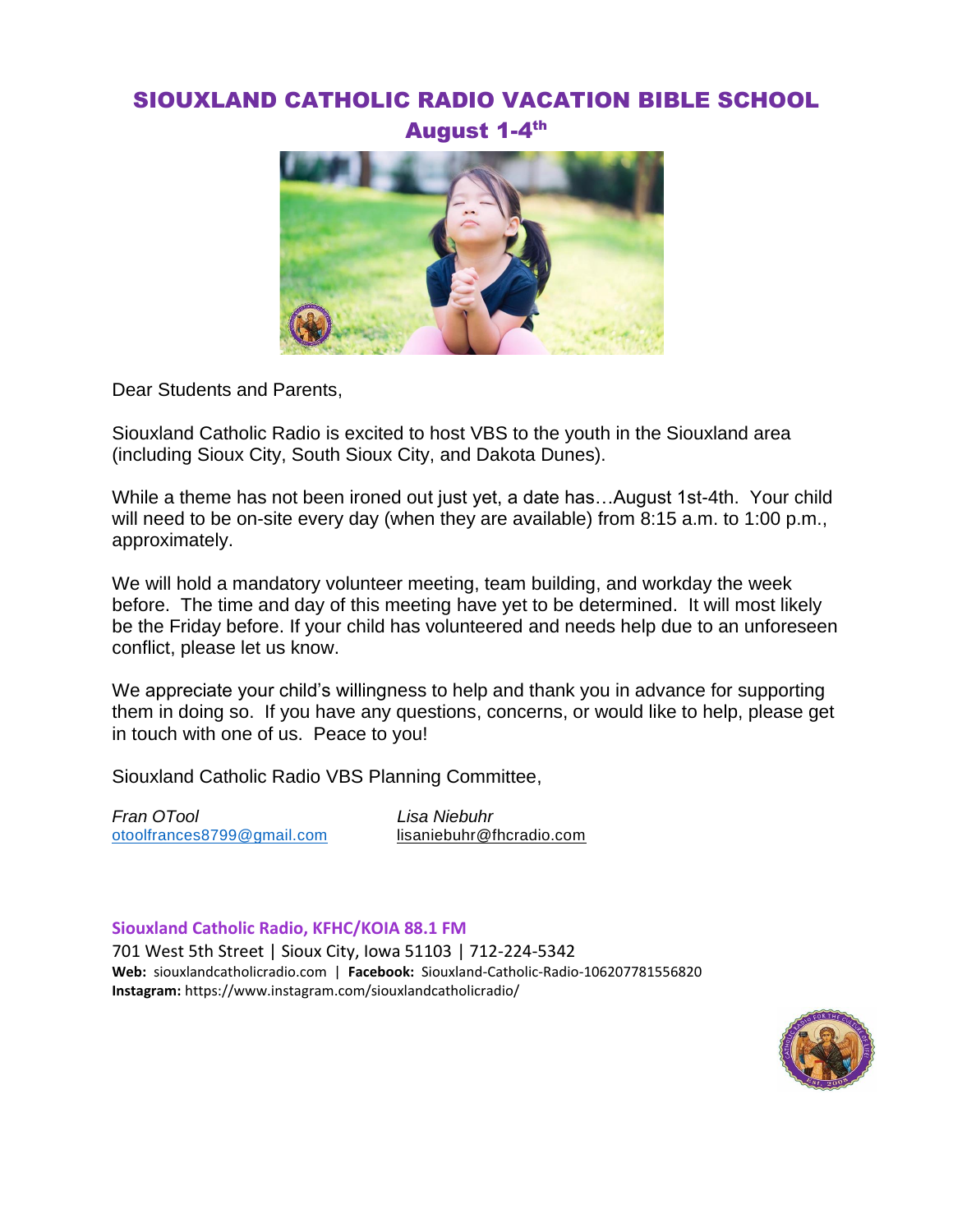# SIOUXLAND CATHOLIC RADIO VACATION BIBLE SCHOOL

## August 1-4th

Dear Students and Parents,

Siouxland Catholic Radio is excited to host VBS to the youth in the Siouxland area (including Sioux City, South Sioux City, and Dakota Dunes).

While a theme has not been ironed out just yet, a date has…August 1st-4th. Your child will need to be on-site every day (when they are available) from 8:15 a.m. to 1:00 p.m., approximately.

We will hold a mandatory volunteer meeting, team building, and workday the week before. The time and day of this meeting have yet to be determined. It will most likely be the Friday before. If your child has volunteered and needs help due to an unforeseen conflict, please let us know.

We appreciate your child's willingness to help and thank you in advance for supporting them in doing so. If you have any questions, concerns, or would like to help, please get in touch with one of us. Peace to you!

Siouxland Catholic Radio VBS Planning Committee,

*Fran OTool*
otoolfrances8799@gmail.com

*Lisa Niebuhr*
lisaniebuhr@fhcradio.com

**Siouxland Catholic Radio, KFHC/KOIA 88.1 FM**

701 West 5th Street | Sioux City, Iowa 51103 | 712-224-5342

**Web:** siouxlandcatholicradio.com | **Facebook:** Siouxland-Catholic-Radio-106207781556820

**Instagram:** https://www.instagram.com/siouxlandcatholicradio/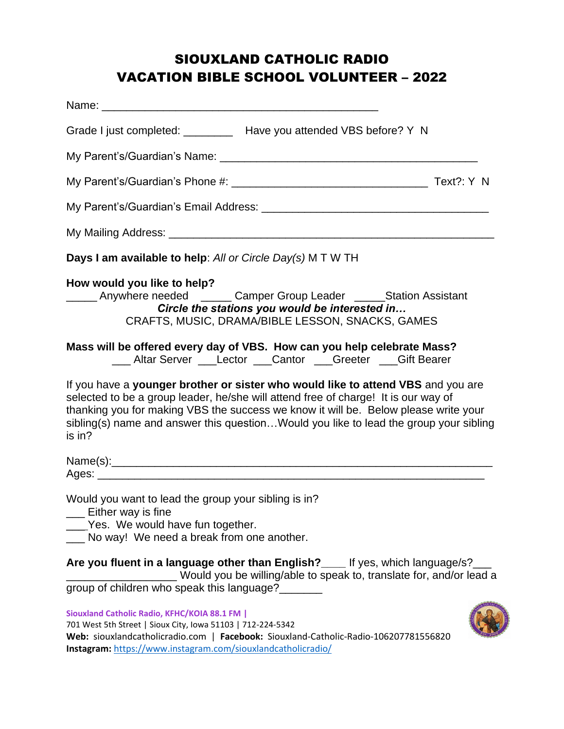# SIOUXLAND CATHOLIC RADIO
# VACATION BIBLE SCHOOL VOLUNTEER – 2022

Name: _______________________________________________

Grade I just completed: ________ Have you attended VBS before? Y N

My Parent's/Guardian's Name: __________________________________________

My Parent's/Guardian's Phone #: ________________________________ Text?: Y N

My Parent's/Guardian's Email Address: _____________________________________

My Mailing Address: ______________________________________________________

**Days I am available to help**: *All or Circle Day(s)* M T W TH

**How would you like to help?**
_____ Anywhere needed _____ Camper Group Leader _____Station Assistant

***Circle the stations you would be interested in…***

CRAFTS, MUSIC, DRAMA/BIBLE LESSON, SNACKS, GAMES

**Mass will be offered every day of VBS. How can you help celebrate Mass?**
___ Altar Server ___Lector ___Cantor ___Greeter ___Gift Bearer

If you have a **younger brother or sister who would like to attend VBS** and you are selected to be a group leader, he/she will attend free of charge! It is our way of thanking you for making VBS the success we know it will be. Below please write your sibling(s) name and answer this question…Would you like to lead the group your sibling is in?

Name(s):_______________________________________________________________
Ages: ________________________________________________________________

Would you want to lead the group your sibling is in?
___ Either way is fine
___Yes. We would have fun together.
___ No way! We need a break from one another.

**Are you fluent in a language other than English?**____ If yes, which language/s?___ __________________ Would you be willing/able to speak to, translate for, and/or lead a group of children who speak this language?_______

**Siouxland Catholic Radio, KFHC/KOIA 88.1 FM |**
701 West 5th Street | Sioux City, Iowa 51103 | 712-224-5342
**Web:** siouxlandcatholicradio.com | **Facebook:** Siouxland-Catholic-Radio-106207781556820
**Instagram:** https://www.instagram.com/siouxlandcatholicradio/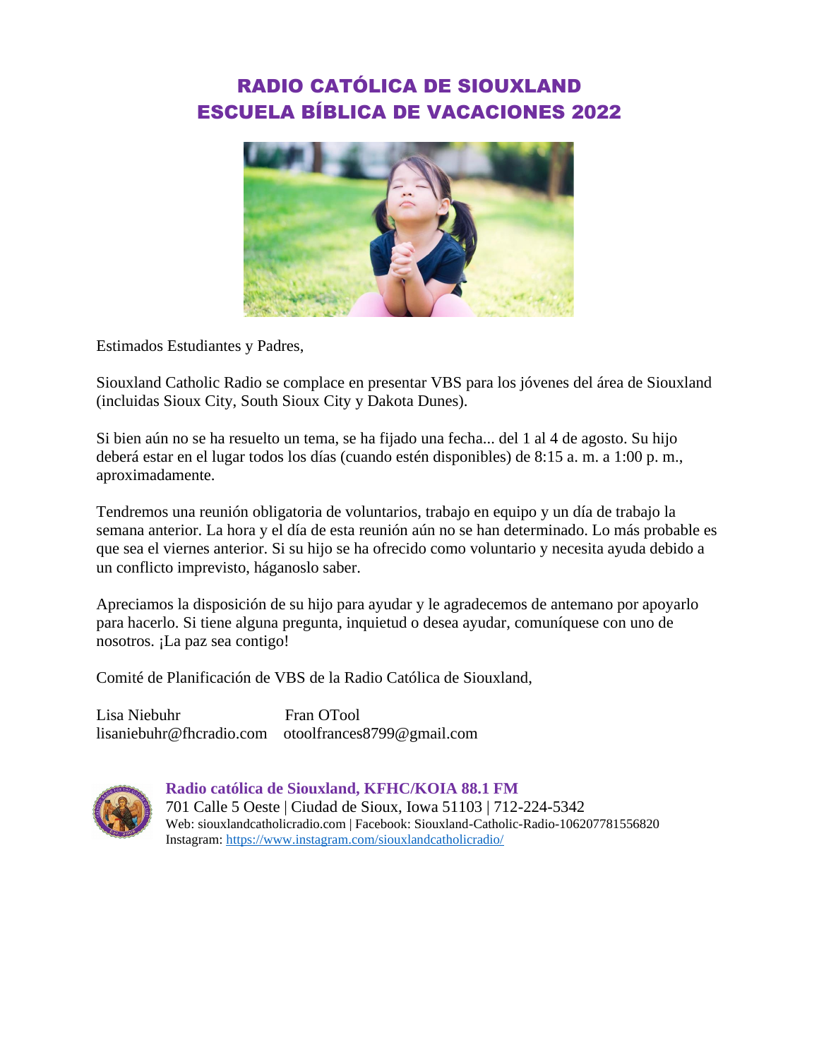# RADIO CATÓLICA DE SIOUXLAND
# ESCUELA BÍBLICA DE VACACIONES 2022

Estimados Estudiantes y Padres,

Siouxland Catholic Radio se complace en presentar VBS para los jóvenes del área de Siouxland (incluidas Sioux City, South Sioux City y Dakota Dunes).

Si bien aún no se ha resuelto un tema, se ha fijado una fecha... del 1 al 4 de agosto. Su hijo deberá estar en el lugar todos los días (cuando estén disponibles) de 8:15 a. m. a 1:00 p. m., aproximadamente.

Tendremos una reunión obligatoria de voluntarios, trabajo en equipo y un día de trabajo la semana anterior. La hora y el día de esta reunión aún no se han determinado. Lo más probable es que sea el viernes anterior. Si su hijo se ha ofrecido como voluntario y necesita ayuda debido a un conflicto imprevisto, háganoslo saber.

Apreciamos la disposición de su hijo para ayudar y le agradecemos de antemano por apoyarlo para hacerlo. Si tiene alguna pregunta, inquietud o desea ayudar, comuníquese con uno de nosotros. ¡La paz sea contigo!

Comité de Planificación de VBS de la Radio Católica de Siouxland,

Lisa Niebuhr
lisaniebuhr@fhcradio.com

Fran OTool
otoolfrances8799@gmail.com

**Radio católica de Siouxland, KFHC/KOIA 88.1 FM**
701 Calle 5 Oeste | Ciudad de Sioux, Iowa 51103 | 712-224-5342
Web: siouxlandcatholicradio.com | Facebook: Siouxland-Catholic-Radio-106207781556820
Instagram: https://www.instagram.com/siouxlandcatholicradio/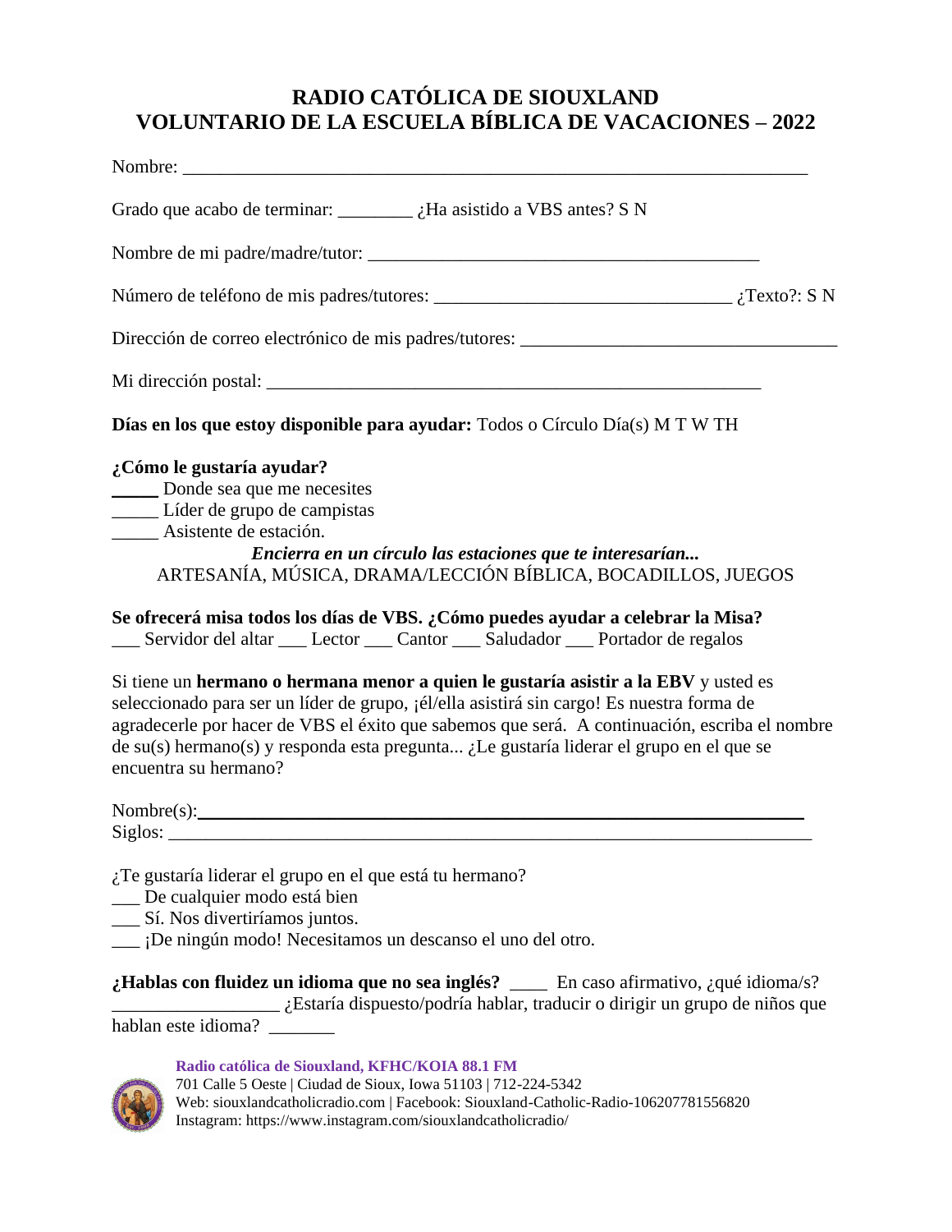# RADIO CATÓLICA DE SIOUXLAND
# VOLUNTARIO DE LA ESCUELA BÍBLICA DE VACACIONES – 2022

Nombre: ______________________________________________________________________

Grado que acabo de terminar: ________ ¿Ha asistido a VBS antes? S N

Nombre de mi padre/madre/tutor: ___________________________________________

Número de teléfono de mis padres/tutores: ________________________________ ¿Texto?: S N

Dirección de correo electrónico de mis padres/tutores: __________________________________

Mi dirección postal: _______________________________________________________

**Días en los que estoy disponible para ayudar:** Todos o Círculo Día(s) M T W TH

**¿Cómo le gustaría ayudar?**

_____ Donde sea que me necesites
_____ Líder de grupo de campistas
_____ Asistente de estación.

***Encierra en un círculo las estaciones que te interesarían...***

ARTESANÍA, MÚSICA, DRAMA/LECCIÓN BÍBLICA, BOCADILLOS, JUEGOS

**Se ofrecerá misa todos los días de VBS. ¿Cómo puedes ayudar a celebrar la Misa?**

___ Servidor del altar ___ Lector ___ Cantor ___ Saludador ___ Portador de regalos

Si tiene un **hermano o hermana menor a quien le gustaría asistir a la EBV** y usted es seleccionado para ser un líder de grupo, ¡él/ella asistirá sin cargo! Es nuestra forma de agradecerle por hacer de VBS el éxito que sabemos que será. A continuación, escriba el nombre de su(s) hermano(s) y responda esta pregunta... ¿Le gustaría liderar el grupo en el que se encuentra su hermano?

Nombre(s):______________________________________________________________

Siglos: _________________________________________________________________

¿Te gustaría liderar el grupo en el que está tu hermano?

___ De cualquier modo está bien
___ Sí. Nos divertiríamos juntos.
___ ¡De ningún modo! Necesitamos un descanso el uno del otro.

**¿Hablas con fluidez un idioma que no sea inglés?** ____ En caso afirmativo, ¿qué idioma/s? _________________ ¿Estaría dispuesto/podría hablar, traducir o dirigir un grupo de niños que hablan este idioma? _______

**Radio católica de Siouxland, KFHC/KOIA 88.1 FM**
701 Calle 5 Oeste | Ciudad de Sioux, Iowa 51103 | 712-224-5342
Web: siouxlandcatholicradio.com | Facebook: Siouxland-Catholic-Radio-106207781556820
Instagram: https://www.instagram.com/siouxlandcatholicradio/